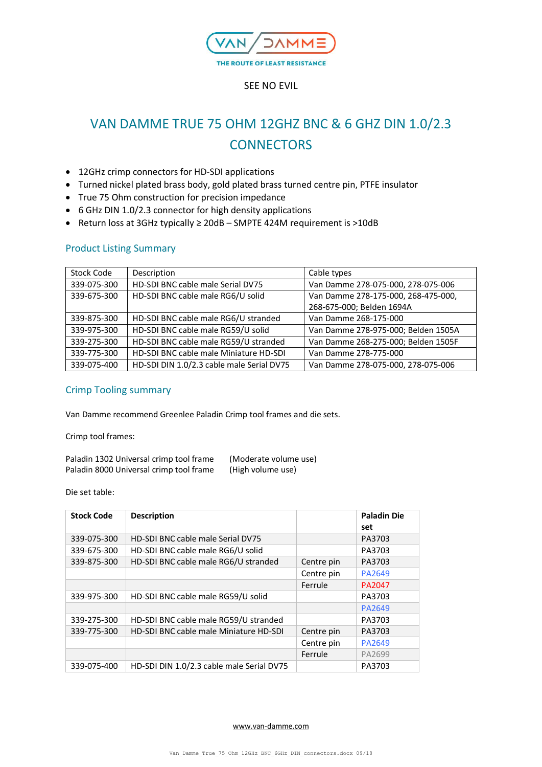VAN DAMME

THE ROUTE OF LEAST RESISTANCE

SEE NO EVIL

# VAN DAMME TRUE 75 OHM 12GHZ BNC & 6 GHZ DIN 1.0/2.3 CONNECTORS

- 12GHz crimp connectors for HD-SDI applications
- Turned nickel plated brass body, gold plated brass turned centre pin, PTFE insulator
- True 75 Ohm construction for precision impedance
- 6 GHz DIN 1.0/2.3 connector for high density applications
- Return loss at 3GHz typically ≥ 20dB – SMPTE 424M requirement is >10dB

## Product Listing Summary

| Stock Code | Description | Cable types |
|---|---|---|
| 339-075-300 | HD-SDI BNC cable male Serial DV75 | Van Damme 278-075-000, 278-075-006 |
| 339-675-300 | HD-SDI BNC cable male RG6/U solid | Van Damme 278-175-000, 268-475-000, 268-675-000; Belden 1694A |
| 339-875-300 | HD-SDI BNC cable male RG6/U stranded | Van Damme 268-175-000 |
| 339-975-300 | HD-SDI BNC cable male RG59/U solid | Van Damme 278-975-000; Belden 1505A |
| 339-275-300 | HD-SDI BNC cable male RG59/U stranded | Van Damme 268-275-000; Belden 1505F |
| 339-775-300 | HD-SDI BNC cable male Miniature HD-SDI | Van Damme 278-775-000 |
| 339-075-400 | HD-SDI DIN 1.0/2.3 cable male Serial DV75 | Van Damme 278-075-000, 278-075-006 |

## Crimp Tooling summary

Van Damme recommend Greenlee Paladin Crimp tool frames and die sets.

Crimp tool frames:

Paladin 1302 Universal crimp tool frame (Moderate volume use)
Paladin 8000 Universal crimp tool frame (High volume use)

Die set table:

| **Stock Code** | **Description** | | **Paladin Die set** |
|---|---|---|---|
| 339-075-300 | HD-SDI BNC cable male Serial DV75 | | PA3703 |
| 339-675-300 | HD-SDI BNC cable male RG6/U solid | | PA3703 |
| 339-875-300 | HD-SDI BNC cable male RG6/U stranded | Centre pin | PA3703 |
| | | Centre pin | PA2649 |
| | | Ferrule | PA2047 |
| 339-975-300 | HD-SDI BNC cable male RG59/U solid | | PA3703 |
| | | | PA2649 |
| 339-275-300 | HD-SDI BNC cable male RG59/U stranded | | PA3703 |
| 339-775-300 | HD-SDI BNC cable male Miniature HD-SDI | Centre pin | PA3703 |
| | | Centre pin | PA2649 |
| | | Ferrule | PA2699 |
| 339-075-400 | HD-SDI DIN 1.0/2.3 cable male Serial DV75 | | PA3703 |

www.van-damme.com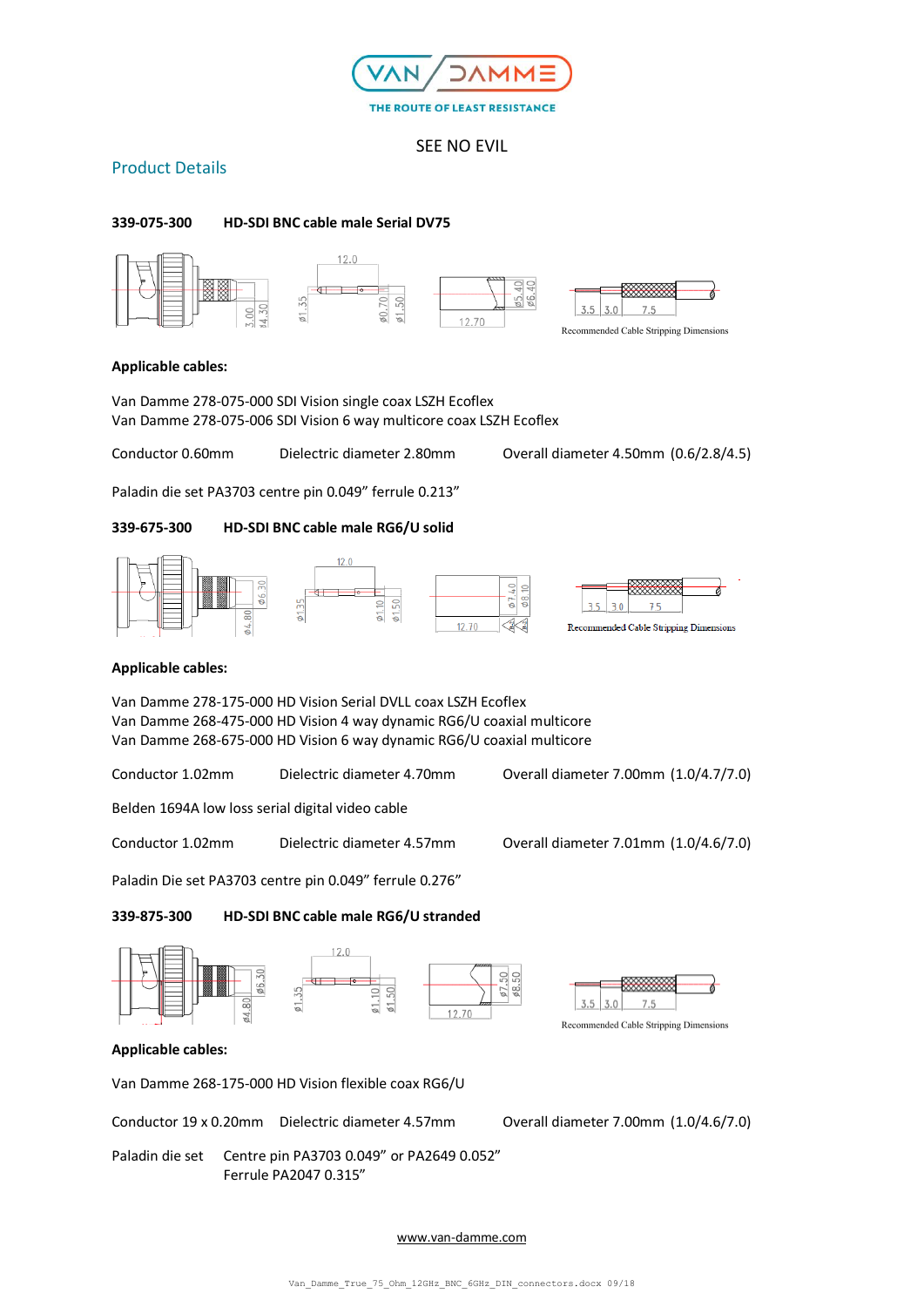SEE NO EVIL

## Product Details

**339-075-300 HD-SDI BNC cable male Serial DV75**

Recommended Cable Stripping Dimensions

**Applicable cables:**

Van Damme 278-075-000 SDI Vision single coax LSZH Ecoflex
Van Damme 278-075-006 SDI Vision 6 way multicore coax LSZH Ecoflex

Conductor 0.60mm Dielectric diameter 2.80mm Overall diameter 4.50mm (0.6/2.8/4.5)

Paladin die set PA3703 centre pin 0.049" ferrule 0.213"

**339-675-300 HD-SDI BNC cable male RG6/U solid**

Recommended Cable Stripping Dimensions

**Applicable cables:**

Van Damme 278-175-000 HD Vision Serial DVLL coax LSZH Ecoflex
Van Damme 268-475-000 HD Vision 4 way dynamic RG6/U coaxial multicore
Van Damme 268-675-000 HD Vision 6 way dynamic RG6/U coaxial multicore

Conductor 1.02mm Dielectric diameter 4.70mm Overall diameter 7.00mm (1.0/4.7/7.0)

Belden 1694A low loss serial digital video cable

Conductor 1.02mm Dielectric diameter 4.57mm Overall diameter 7.01mm (1.0/4.6/7.0)

Paladin Die set PA3703 centre pin 0.049" ferrule 0.276"

**339-875-300 HD-SDI BNC cable male RG6/U stranded**

Recommended Cable Stripping Dimensions

**Applicable cables:**

Van Damme 268-175-000 HD Vision flexible coax RG6/U

Conductor 19 x 0.20mm Dielectric diameter 4.57mm Overall diameter 7.00mm (1.0/4.6/7.0)

Paladin die set Centre pin PA3703 0.049" or PA2649 0.052"
Ferrule PA2047 0.315"

www.van-damme.com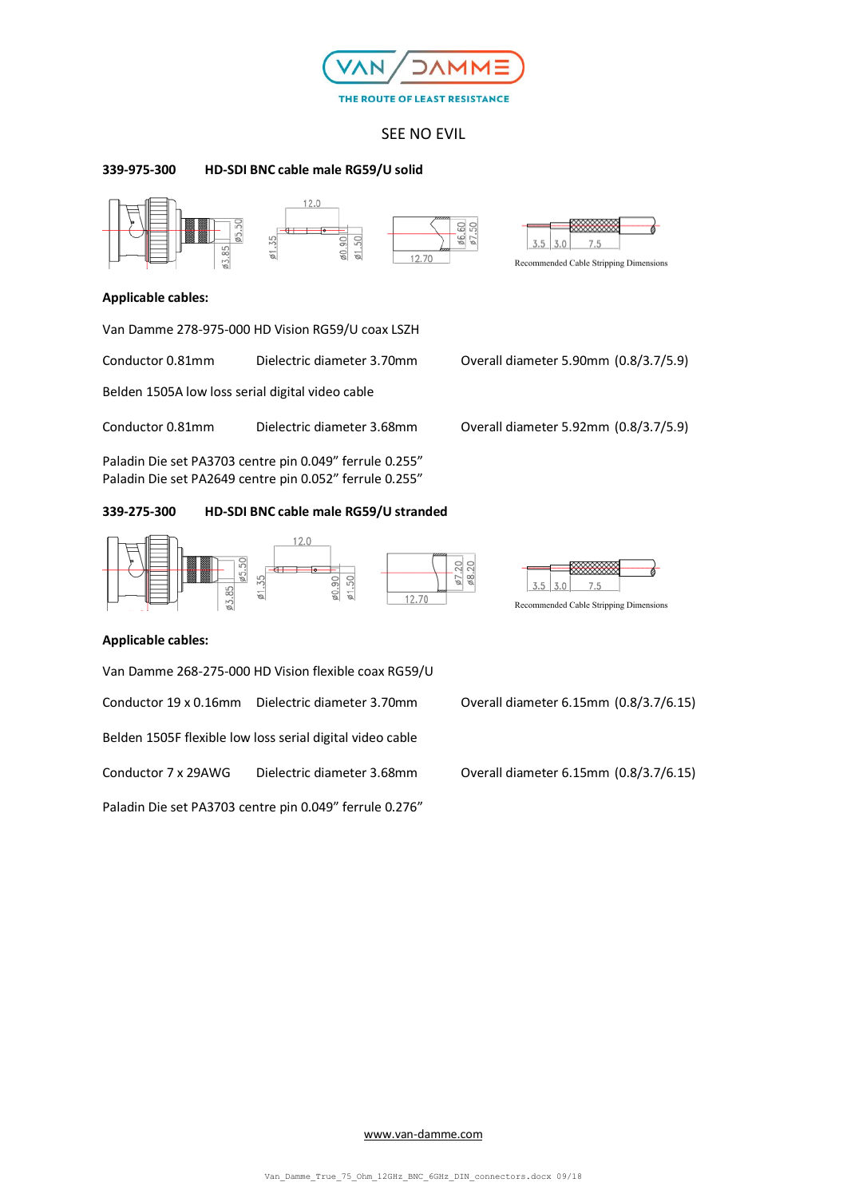SEE NO EVIL

**339-975-300 HD-SDI BNC cable male RG59/U solid**

Recommended Cable Stripping Dimensions

**Applicable cables:**

Van Damme 278-975-000 HD Vision RG59/U coax LSZH

Conductor 0.81mm Dielectric diameter 3.70mm Overall diameter 5.90mm (0.8/3.7/5.9)

Belden 1505A low loss serial digital video cable

Conductor 0.81mm Dielectric diameter 3.68mm Overall diameter 5.92mm (0.8/3.7/5.9)

Paladin Die set PA3703 centre pin 0.049" ferrule 0.255"
Paladin Die set PA2649 centre pin 0.052" ferrule 0.255"

**339-275-300 HD-SDI BNC cable male RG59/U stranded**

Recommended Cable Stripping Dimensions

**Applicable cables:**

Van Damme 268-275-000 HD Vision flexible coax RG59/U

Conductor 19 x 0.16mm Dielectric diameter 3.70mm Overall diameter 6.15mm (0.8/3.7/6.15)

Belden 1505F flexible low loss serial digital video cable

Conductor 7 x 29AWG Dielectric diameter 3.68mm Overall diameter 6.15mm (0.8/3.7/6.15)

Paladin Die set PA3703 centre pin 0.049" ferrule 0.276"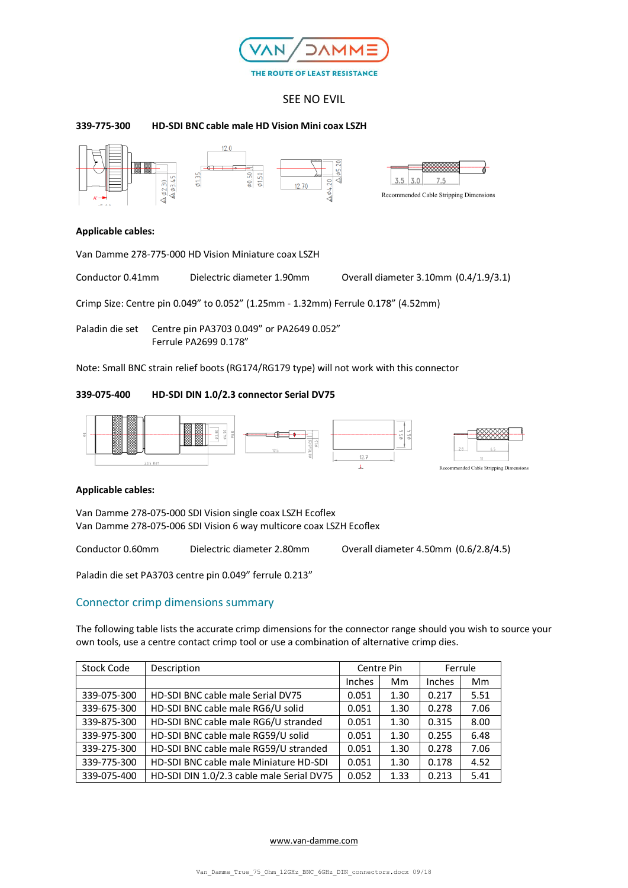SEE NO EVIL

**339-775-300 HD-SDI BNC cable male HD Vision Mini coax LSZH**

12.0

ø1.35 ø0.50 ø1.50

12.70 ø4.20 ø5.20

ø2.30 ø3.45

3.5 3.0 7.5

Recommended Cable Stripping Dimensions

**Applicable cables:**

Van Damme 278-775-000 HD Vision Miniature coax LSZH

Conductor 0.41mm Dielectric diameter 1.90mm Overall diameter 3.10mm (0.4/1.9/3.1)

Crimp Size: Centre pin 0.049" to 0.052" (1.25mm - 1.32mm) Ferrule 0.178" (4.52mm)

Paladin die set Centre pin PA3703 0.049" or PA2649 0.052"
Ferrule PA2699 0.178"

Note: Small BNC strain relief boots (RG174/RG179 type) will not work with this connector

**339-075-400 HD-SDI DIN 1.0/2.3 connector Serial DV75**

12.7

ø5.4 ø6.4

2.0 6.5

11

Recommended Cable Stripping Dimensions

**Applicable cables:**

Van Damme 278-075-000 SDI Vision single coax LSZH Ecoflex
Van Damme 278-075-006 SDI Vision 6 way multicore coax LSZH Ecoflex

Conductor 0.60mm Dielectric diameter 2.80mm Overall diameter 4.50mm (0.6/2.8/4.5)

Paladin die set PA3703 centre pin 0.049" ferrule 0.213"

## Connector crimp dimensions summary

The following table lists the accurate crimp dimensions for the connector range should you wish to source your own tools, use a centre contact crimp tool or use a combination of alternative crimp dies.

| Stock Code | Description | Centre Pin | | Ferrule | |
|---|---|---|---|---|---|
| | | Inches | Mm | Inches | Mm |
| 339-075-300 | HD-SDI BNC cable male Serial DV75 | 0.051 | 1.30 | 0.217 | 5.51 |
| 339-675-300 | HD-SDI BNC cable male RG6/U solid | 0.051 | 1.30 | 0.278 | 7.06 |
| 339-875-300 | HD-SDI BNC cable male RG6/U stranded | 0.051 | 1.30 | 0.315 | 8.00 |
| 339-975-300 | HD-SDI BNC cable male RG59/U solid | 0.051 | 1.30 | 0.255 | 6.48 |
| 339-275-300 | HD-SDI BNC cable male RG59/U stranded | 0.051 | 1.30 | 0.278 | 7.06 |
| 339-775-300 | HD-SDI BNC cable male Miniature HD-SDI | 0.051 | 1.30 | 0.178 | 4.52 |
| 339-075-400 | HD-SDI DIN 1.0/2.3 cable male Serial DV75 | 0.052 | 1.33 | 0.213 | 5.41 |

www.van-damme.com